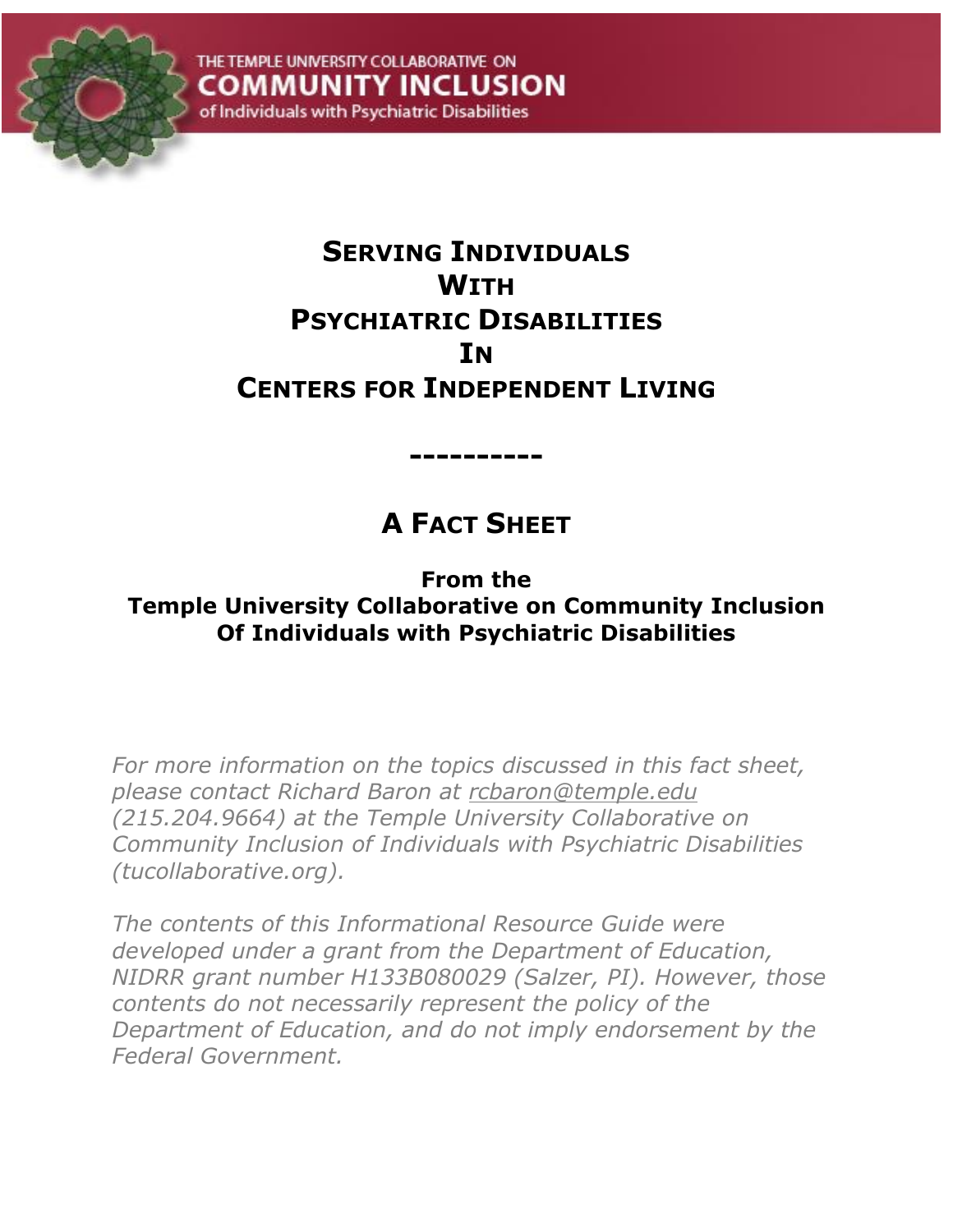THE TEMPLE UNIVERSITY COLLABORATIVE ON
COMMUNITY INCLUSION
of Individuals with Psychiatric Disabilities

# Serving Individuals With Psychiatric Disabilities In Centers for Independent Living

----------

## A Fact Sheet

**From the**
**Temple University Collaborative on Community Inclusion**
**Of Individuals with Psychiatric Disabilities**

*For more information on the topics discussed in this fact sheet, please contact Richard Baron at rcbaron@temple.edu (215.204.9664) at the Temple University Collaborative on Community Inclusion of Individuals with Psychiatric Disabilities (tucollaborative.org).*

*The contents of this Informational Resource Guide were developed under a grant from the Department of Education, NIDRR grant number H133B080029 (Salzer, PI). However, those contents do not necessarily represent the policy of the Department of Education, and do not imply endorsement by the Federal Government.*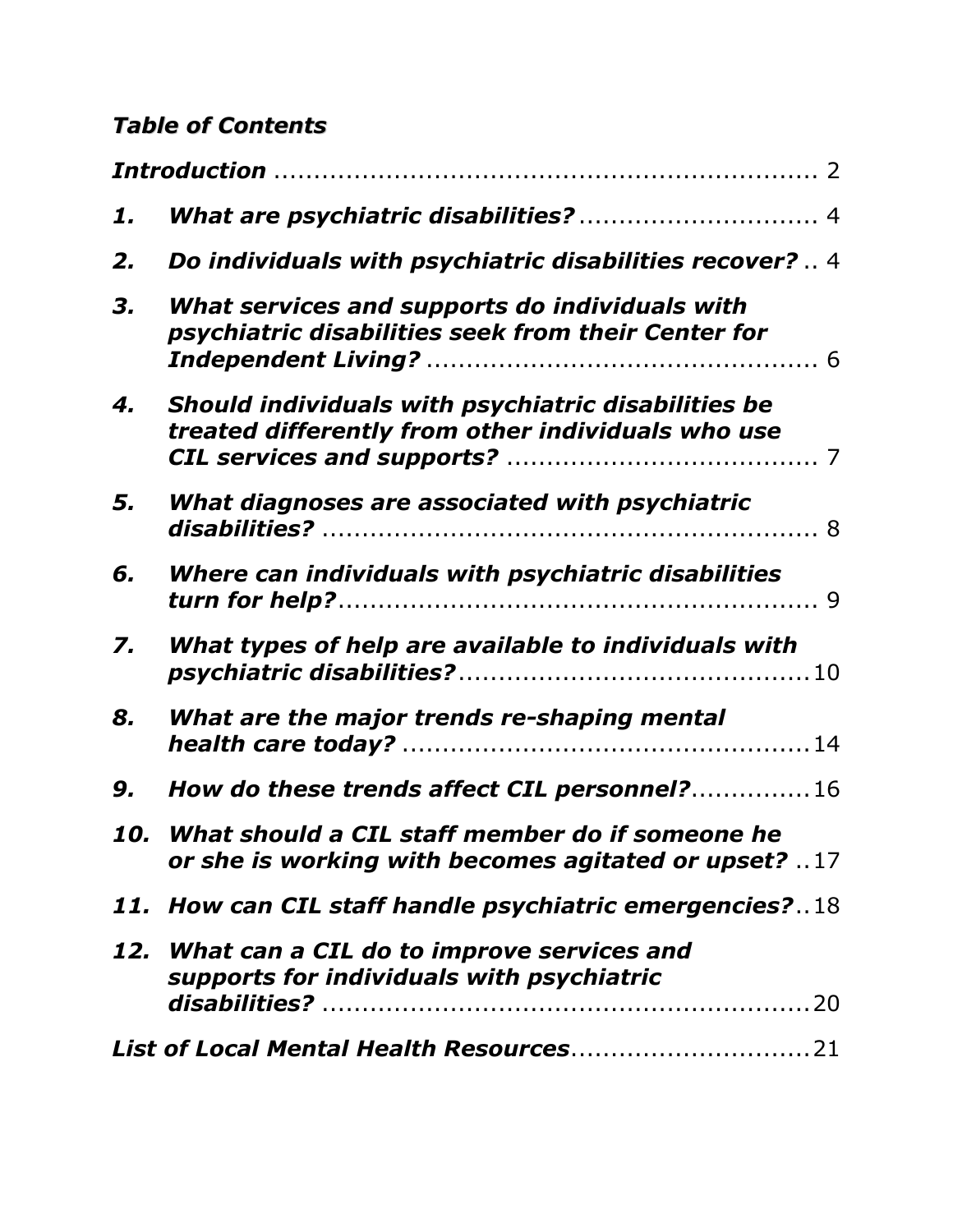## *Table of Contents*

***Introduction*** .................................................................... 2

1. ***What are psychiatric disabilities?*** .............................. 4
2. ***Do individuals with psychiatric disabilities recover?*** .. 4
3. ***What services and supports do individuals with psychiatric disabilities seek from their Center for Independent Living?*** ................................................. 6
4. ***Should individuals with psychiatric disabilities be treated differently from other individuals who use CIL services and supports?*** ....................................... 7
5. ***What diagnoses are associated with psychiatric disabilities?*** .............................................................. 8
6. ***Where can individuals with psychiatric disabilities turn for help?*** ........................................................... 9
7. ***What types of help are available to individuals with psychiatric disabilities?*** ...........................................10
8. ***What are the major trends re-shaping mental health care today?*** ...................................................14
9. ***How do these trends affect CIL personnel?*** ..............16
10. ***What should a CIL staff member do if someone he or she is working with becomes agitated or upset?*** ..17
11. ***How can CIL staff handle psychiatric emergencies?***..18
12. ***What can a CIL do to improve services and supports for individuals with psychiatric disabilities?*** .............................................................20

***List of Local Mental Health Resources***.............................21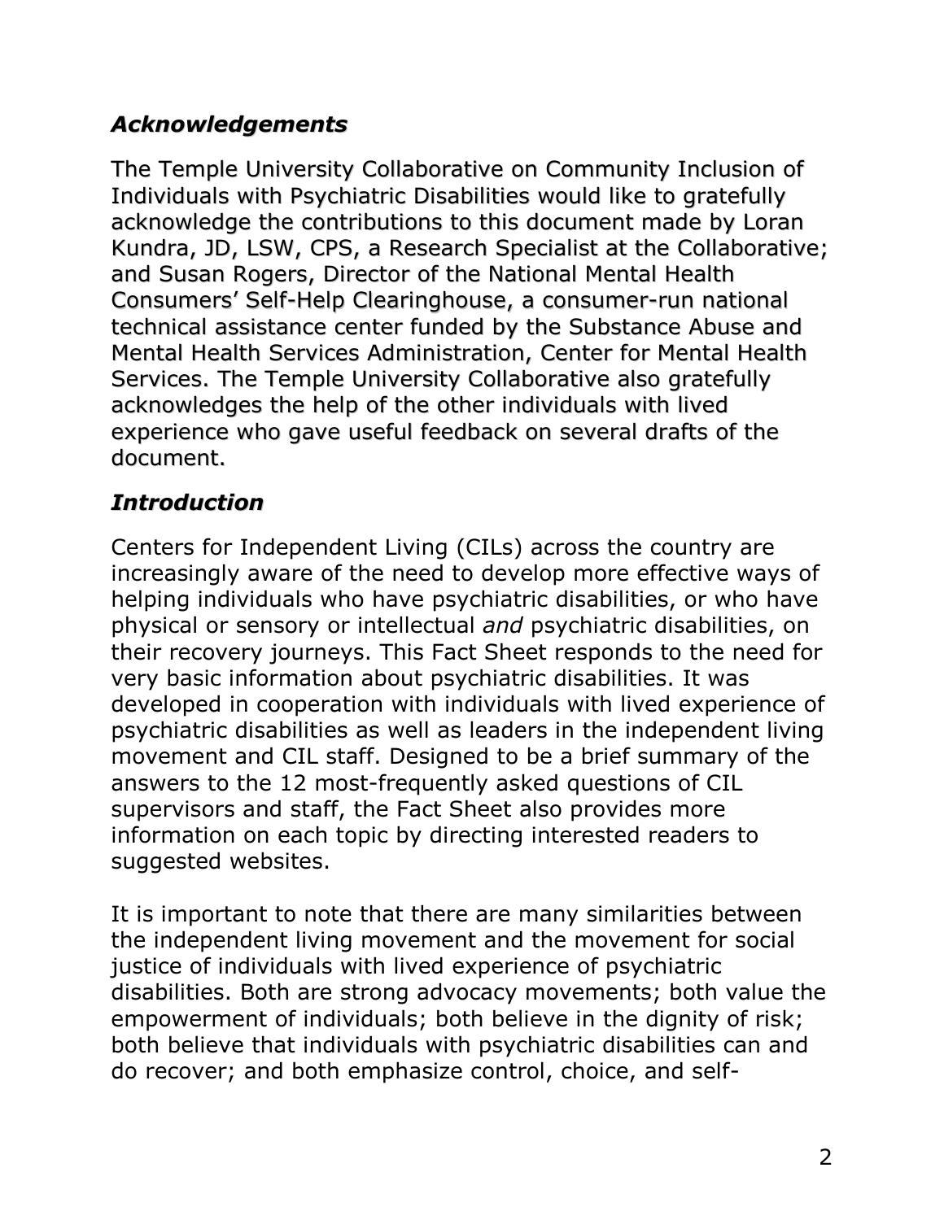## *Acknowledgements*

The Temple University Collaborative on Community Inclusion of Individuals with Psychiatric Disabilities would like to gratefully acknowledge the contributions to this document made by Loran Kundra, JD, LSW, CPS, a Research Specialist at the Collaborative; and Susan Rogers, Director of the National Mental Health Consumers' Self-Help Clearinghouse, a consumer-run national technical assistance center funded by the Substance Abuse and Mental Health Services Administration, Center for Mental Health Services. The Temple University Collaborative also gratefully acknowledges the help of the other individuals with lived experience who gave useful feedback on several drafts of the document.

## *Introduction*

Centers for Independent Living (CILs) across the country are increasingly aware of the need to develop more effective ways of helping individuals who have psychiatric disabilities, or who have physical or sensory or intellectual *and* psychiatric disabilities, on their recovery journeys. This Fact Sheet responds to the need for very basic information about psychiatric disabilities. It was developed in cooperation with individuals with lived experience of psychiatric disabilities as well as leaders in the independent living movement and CIL staff. Designed to be a brief summary of the answers to the 12 most-frequently asked questions of CIL supervisors and staff, the Fact Sheet also provides more information on each topic by directing interested readers to suggested websites.

It is important to note that there are many similarities between the independent living movement and the movement for social justice of individuals with lived experience of psychiatric disabilities. Both are strong advocacy movements; both value the empowerment of individuals; both believe in the dignity of risk; both believe that individuals with psychiatric disabilities can and do recover; and both emphasize control, choice, and self-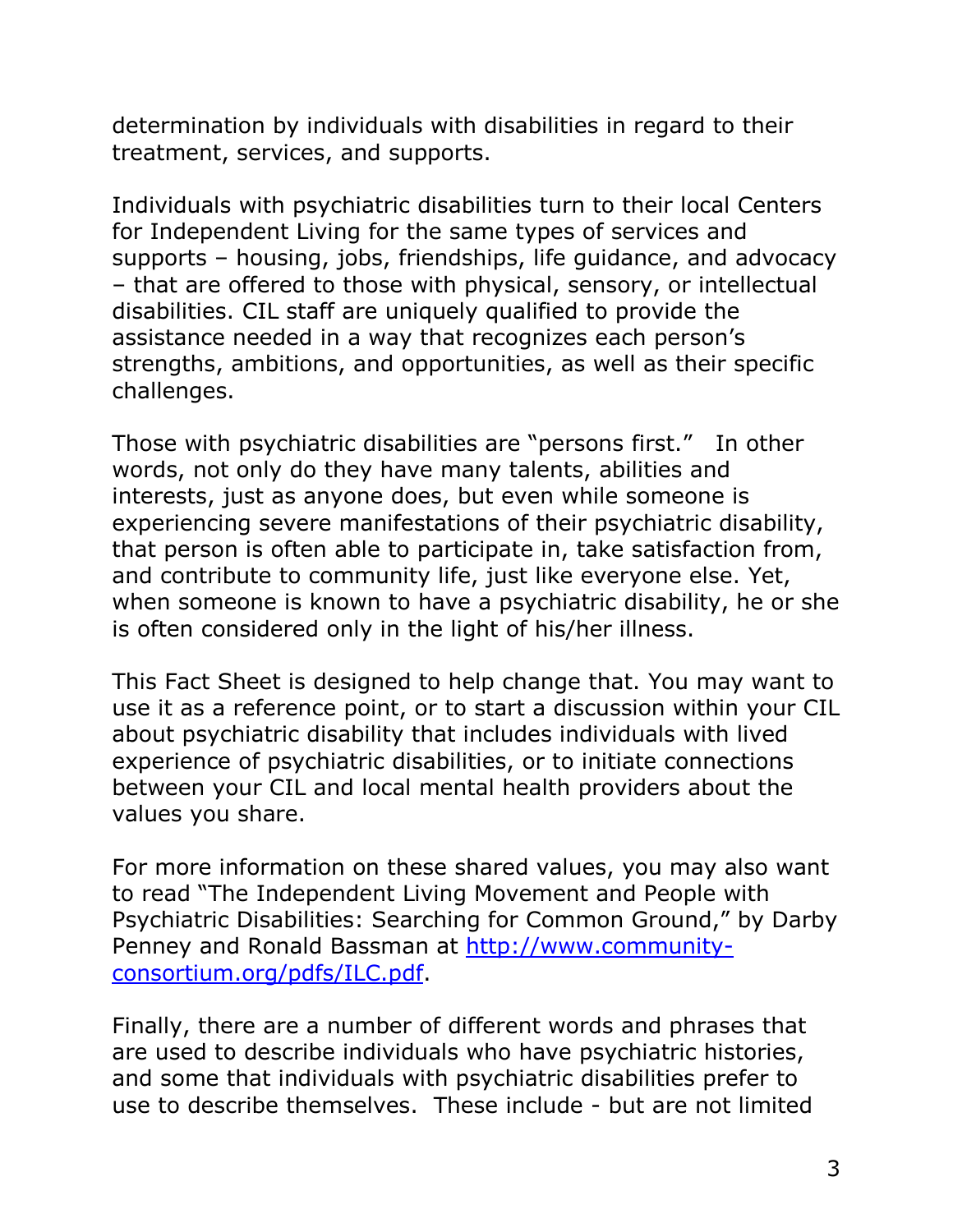determination by individuals with disabilities in regard to their treatment, services, and supports.

Individuals with psychiatric disabilities turn to their local Centers for Independent Living for the same types of services and supports – housing, jobs, friendships, life guidance, and advocacy – that are offered to those with physical, sensory, or intellectual disabilities. CIL staff are uniquely qualified to provide the assistance needed in a way that recognizes each person's strengths, ambitions, and opportunities, as well as their specific challenges.

Those with psychiatric disabilities are "persons first." In other words, not only do they have many talents, abilities and interests, just as anyone does, but even while someone is experiencing severe manifestations of their psychiatric disability, that person is often able to participate in, take satisfaction from, and contribute to community life, just like everyone else. Yet, when someone is known to have a psychiatric disability, he or she is often considered only in the light of his/her illness.

This Fact Sheet is designed to help change that. You may want to use it as a reference point, or to start a discussion within your CIL about psychiatric disability that includes individuals with lived experience of psychiatric disabilities, or to initiate connections between your CIL and local mental health providers about the values you share.

For more information on these shared values, you may also want to read "The Independent Living Movement and People with Psychiatric Disabilities: Searching for Common Ground," by Darby Penney and Ronald Bassman at [http://www.community-consortium.org/pdfs/ILC.pdf](http://www.community-consortium.org/pdfs/ILC.pdf).

Finally, there are a number of different words and phrases that are used to describe individuals who have psychiatric histories, and some that individuals with psychiatric disabilities prefer to use to describe themselves. These include - but are not limited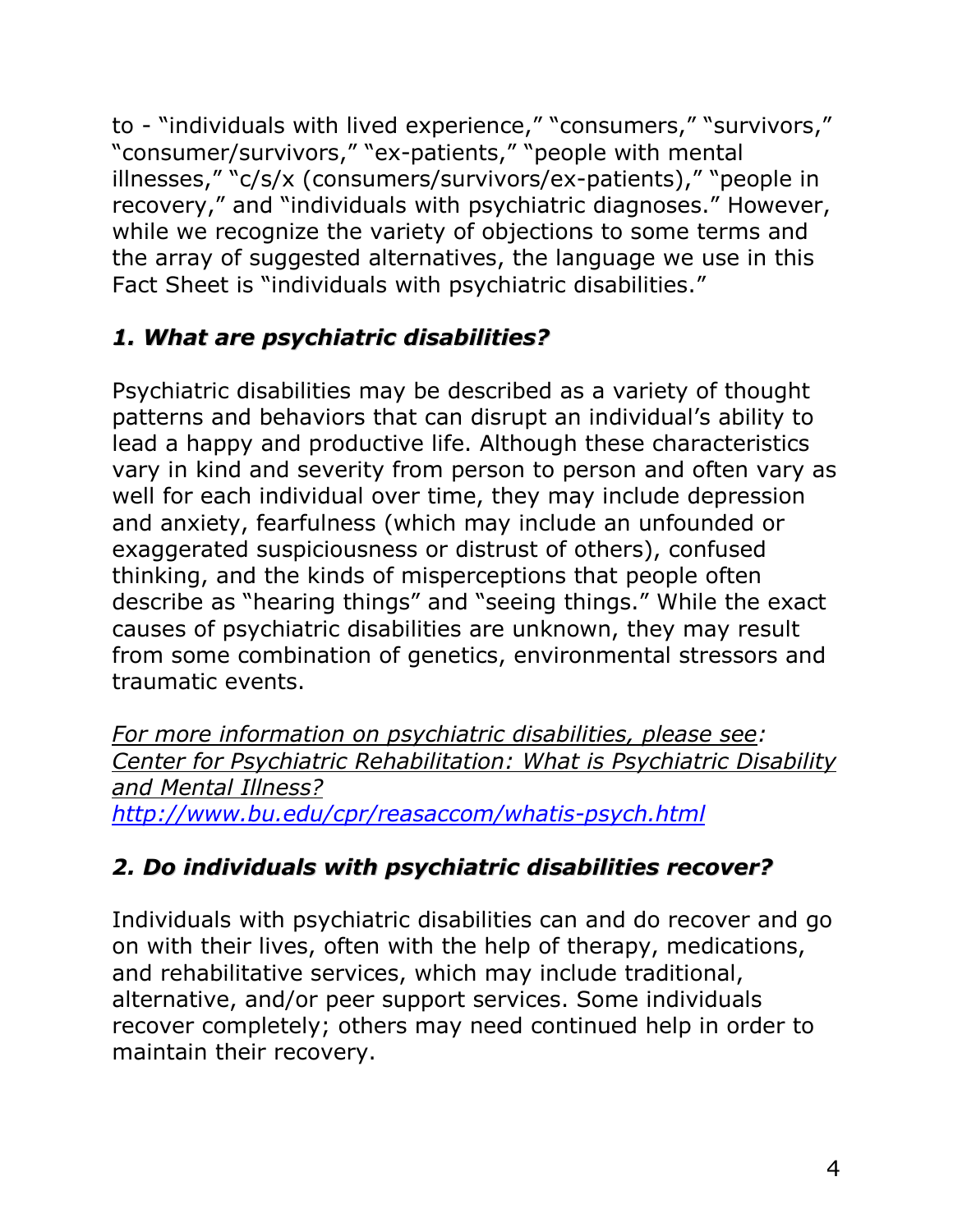to - "individuals with lived experience," "consumers," "survivors," "consumer/survivors," "ex-patients," "people with mental illnesses," "c/s/x (consumers/survivors/ex-patients)," "people in recovery," and "individuals with psychiatric diagnoses." However, while we recognize the variety of objections to some terms and the array of suggested alternatives, the language we use in this Fact Sheet is "individuals with psychiatric disabilities."

### *1. What are psychiatric disabilities?*

Psychiatric disabilities may be described as a variety of thought patterns and behaviors that can disrupt an individual's ability to lead a happy and productive life. Although these characteristics vary in kind and severity from person to person and often vary as well for each individual over time, they may include depression and anxiety, fearfulness (which may include an unfounded or exaggerated suspiciousness or distrust of others), confused thinking, and the kinds of misperceptions that people often describe as "hearing things" and "seeing things." While the exact causes of psychiatric disabilities are unknown, they may result from some combination of genetics, environmental stressors and traumatic events.

*For more information on psychiatric disabilities, please see: Center for Psychiatric Rehabilitation: What is Psychiatric Disability and Mental Illness?* *http://www.bu.edu/cpr/reasaccom/whatis-psych.html*

### *2. Do individuals with psychiatric disabilities recover?*

Individuals with psychiatric disabilities can and do recover and go on with their lives, often with the help of therapy, medications, and rehabilitative services, which may include traditional, alternative, and/or peer support services. Some individuals recover completely; others may need continued help in order to maintain their recovery.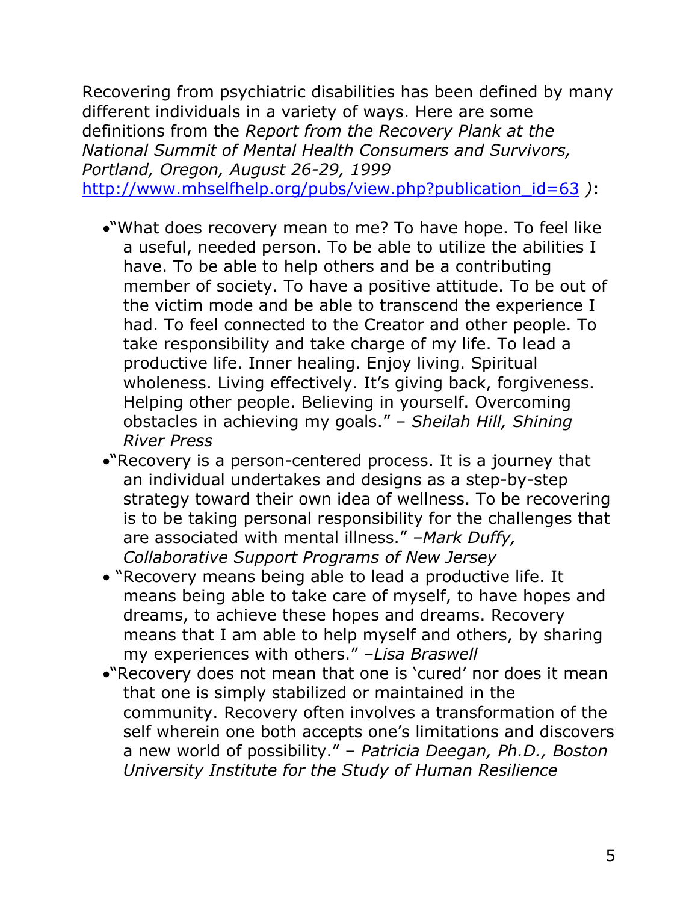Recovering from psychiatric disabilities has been defined by many different individuals in a variety of ways. Here are some definitions from the *Report from the Recovery Plank at the National Summit of Mental Health Consumers and Survivors, Portland, Oregon, August 26-29, 1999* http://www.mhselfhelp.org/pubs/view.php?publication_id=63 *)*:

- "What does recovery mean to me? To have hope. To feel like a useful, needed person. To be able to utilize the abilities I have. To be able to help others and be a contributing member of society. To have a positive attitude. To be out of the victim mode and be able to transcend the experience I had. To feel connected to the Creator and other people. To take responsibility and take charge of my life. To lead a productive life. Inner healing. Enjoy living. Spiritual wholeness. Living effectively. It's giving back, forgiveness. Helping other people. Believing in yourself. Overcoming obstacles in achieving my goals." – *Sheilah Hill, Shining River Press*
- "Recovery is a person-centered process. It is a journey that an individual undertakes and designs as a step-by-step strategy toward their own idea of wellness. To be recovering is to be taking personal responsibility for the challenges that are associated with mental illness." *–Mark Duffy, Collaborative Support Programs of New Jersey*
- "Recovery means being able to lead a productive life. It means being able to take care of myself, to have hopes and dreams, to achieve these hopes and dreams. Recovery means that I am able to help myself and others, by sharing my experiences with others." *–Lisa Braswell*
- "Recovery does not mean that one is 'cured' nor does it mean that one is simply stabilized or maintained in the community. Recovery often involves a transformation of the self wherein one both accepts one's limitations and discovers a new world of possibility." – *Patricia Deegan, Ph.D., Boston University Institute for the Study of Human Resilience*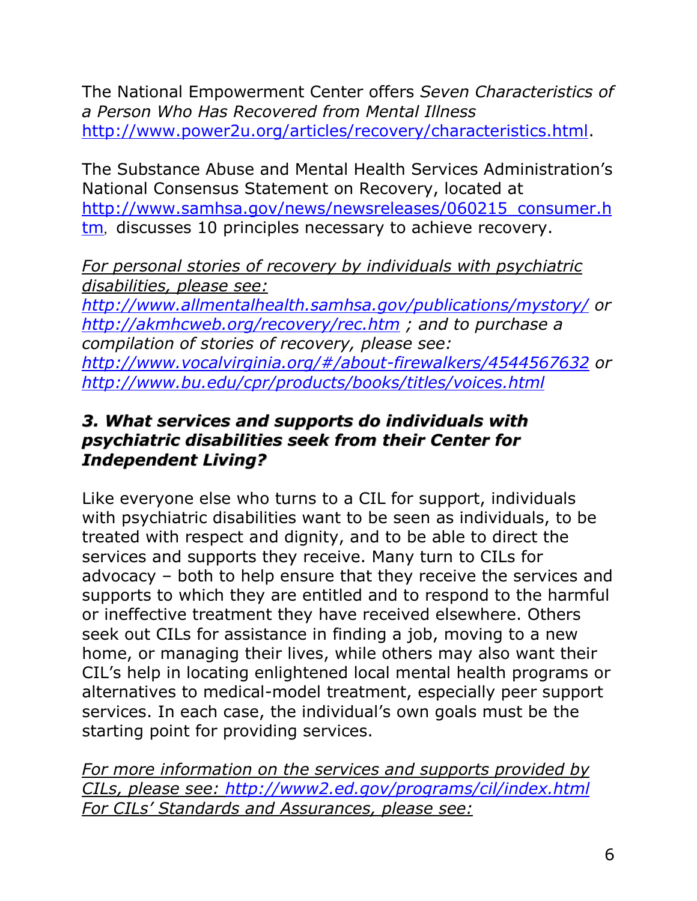The National Empowerment Center offers *Seven Characteristics of a Person Who Has Recovered from Mental Illness* http://www.power2u.org/articles/recovery/characteristics.html.

The Substance Abuse and Mental Health Services Administration's National Consensus Statement on Recovery, located at http://www.samhsa.gov/news/newsreleases/060215_consumer.htm, discusses 10 principles necessary to achieve recovery.

*For personal stories of recovery by individuals with psychiatric disabilities, please see: http://www.allmentalhealth.samhsa.gov/publications/mystory/ or http://akmhcweb.org/recovery/rec.htm ; and to purchase a compilation of stories of recovery, please see: http://www.vocalvirginia.org/#/about-firewalkers/4544567632 or http://www.bu.edu/cpr/products/books/titles/voices.html*

### *3. What services and supports do individuals with psychiatric disabilities seek from their Center for Independent Living?*

Like everyone else who turns to a CIL for support, individuals with psychiatric disabilities want to be seen as individuals, to be treated with respect and dignity, and to be able to direct the services and supports they receive. Many turn to CILs for advocacy – both to help ensure that they receive the services and supports to which they are entitled and to respond to the harmful or ineffective treatment they have received elsewhere. Others seek out CILs for assistance in finding a job, moving to a new home, or managing their lives, while others may also want their CIL's help in locating enlightened local mental health programs or alternatives to medical-model treatment, especially peer support services. In each case, the individual's own goals must be the starting point for providing services.

*For more information on the services and supports provided by CILs, please see: http://www2.ed.gov/programs/cil/index.html*
*For CILs' Standards and Assurances, please see:*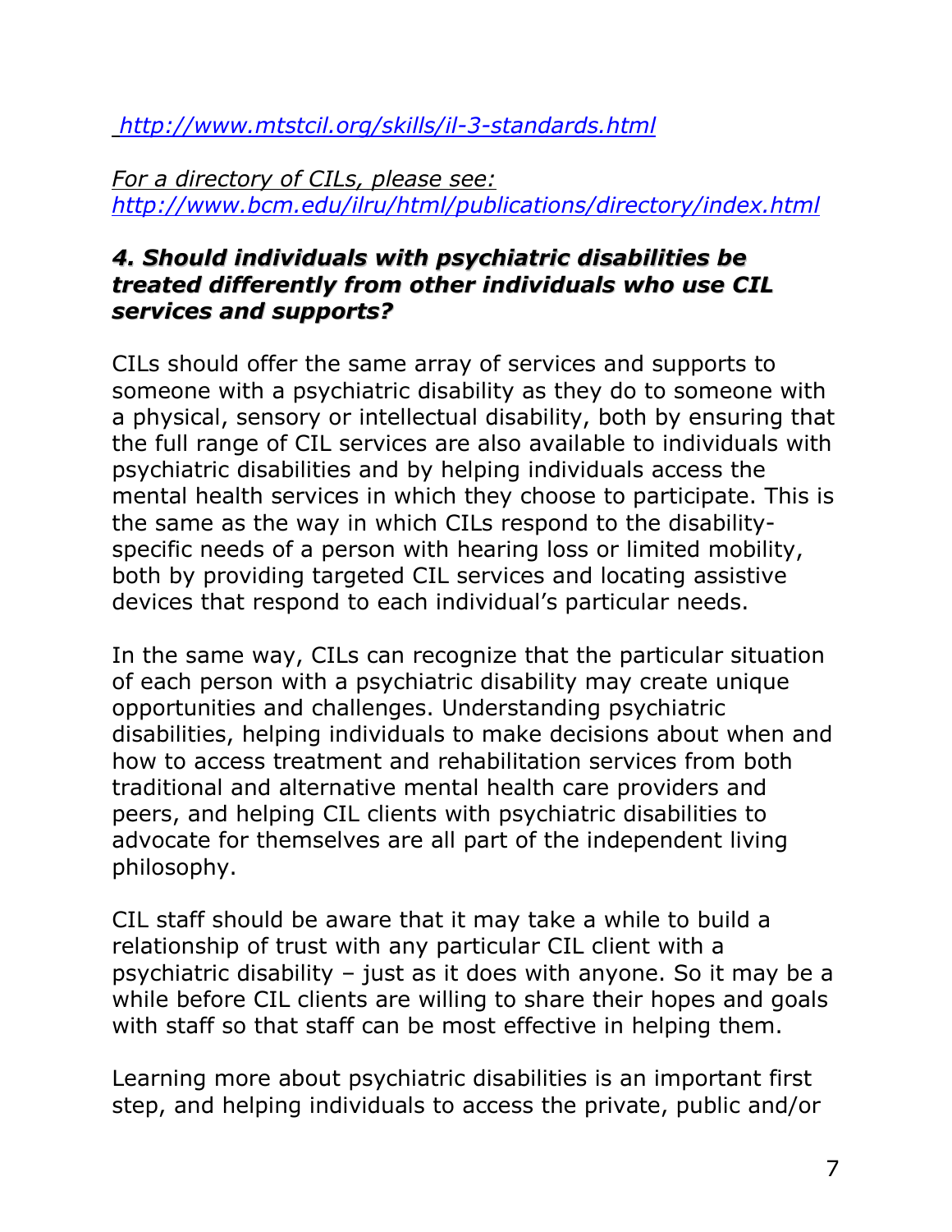[http://www.mtstcil.org/skills/il-3-standards.html](http://www.mtstcil.org/skills/il-3-standards.html)

*For a directory of CILs, please see:*
[*http://www.bcm.edu/ilru/html/publications/directory/index.html*](http://www.bcm.edu/ilru/html/publications/directory/index.html)

### *4. Should individuals with psychiatric disabilities be treated differently from other individuals who use CIL services and supports?*

CILs should offer the same array of services and supports to someone with a psychiatric disability as they do to someone with a physical, sensory or intellectual disability, both by ensuring that the full range of CIL services are also available to individuals with psychiatric disabilities and by helping individuals access the mental health services in which they choose to participate. This is the same as the way in which CILs respond to the disability-specific needs of a person with hearing loss or limited mobility, both by providing targeted CIL services and locating assistive devices that respond to each individual's particular needs.

In the same way, CILs can recognize that the particular situation of each person with a psychiatric disability may create unique opportunities and challenges. Understanding psychiatric disabilities, helping individuals to make decisions about when and how to access treatment and rehabilitation services from both traditional and alternative mental health care providers and peers, and helping CIL clients with psychiatric disabilities to advocate for themselves are all part of the independent living philosophy.

CIL staff should be aware that it may take a while to build a relationship of trust with any particular CIL client with a psychiatric disability – just as it does with anyone. So it may be a while before CIL clients are willing to share their hopes and goals with staff so that staff can be most effective in helping them.

Learning more about psychiatric disabilities is an important first step, and helping individuals to access the private, public and/or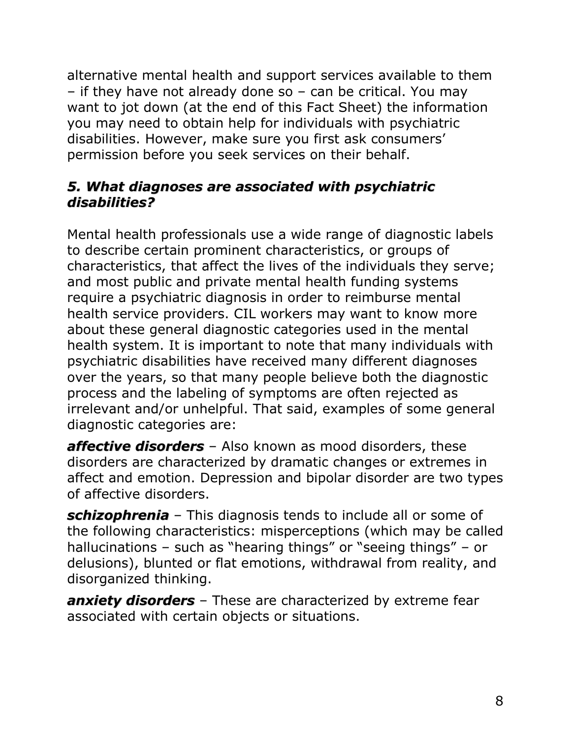alternative mental health and support services available to them – if they have not already done so – can be critical. You may want to jot down (at the end of this Fact Sheet) the information you may need to obtain help for individuals with psychiatric disabilities. However, make sure you first ask consumers' permission before you seek services on their behalf.

### ***5. What diagnoses are associated with psychiatric disabilities?***

Mental health professionals use a wide range of diagnostic labels to describe certain prominent characteristics, or groups of characteristics, that affect the lives of the individuals they serve; and most public and private mental health funding systems require a psychiatric diagnosis in order to reimburse mental health service providers. CIL workers may want to know more about these general diagnostic categories used in the mental health system. It is important to note that many individuals with psychiatric disabilities have received many different diagnoses over the years, so that many people believe both the diagnostic process and the labeling of symptoms are often rejected as irrelevant and/or unhelpful. That said, examples of some general diagnostic categories are:

***affective disorders*** – Also known as mood disorders, these disorders are characterized by dramatic changes or extremes in affect and emotion. Depression and bipolar disorder are two types of affective disorders.

***schizophrenia*** – This diagnosis tends to include all or some of the following characteristics: misperceptions (which may be called hallucinations – such as "hearing things" or "seeing things" – or delusions), blunted or flat emotions, withdrawal from reality, and disorganized thinking.

***anxiety disorders*** – These are characterized by extreme fear associated with certain objects or situations.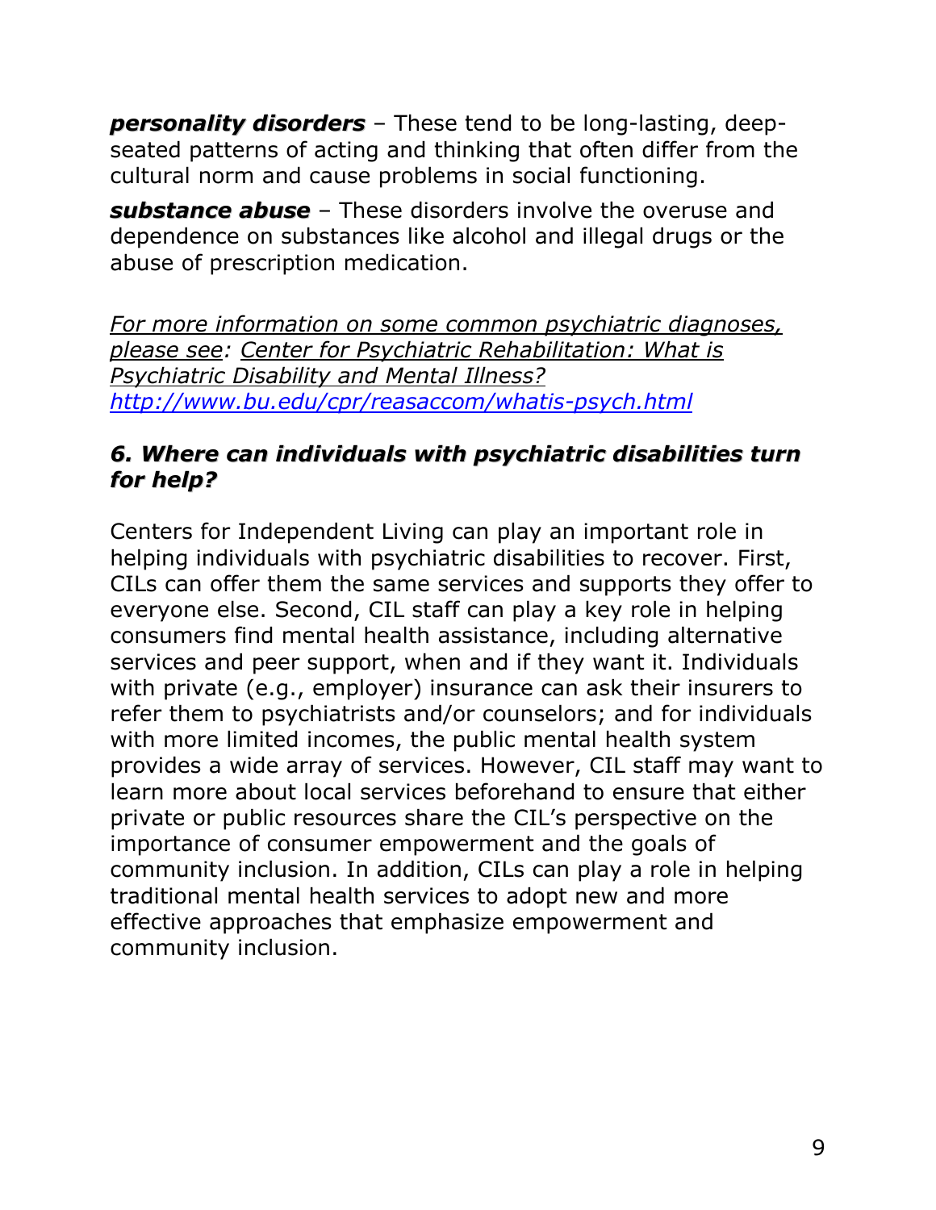***personality disorders*** – These tend to be long-lasting, deep-seated patterns of acting and thinking that often differ from the cultural norm and cause problems in social functioning.

***substance abuse*** – These disorders involve the overuse and dependence on substances like alcohol and illegal drugs or the abuse of prescription medication.

*For more information on some common psychiatric diagnoses, please see: Center for Psychiatric Rehabilitation: What is Psychiatric Disability and Mental Illness?* *http://www.bu.edu/cpr/reasaccom/whatis-psych.html*

### *6. Where can individuals with psychiatric disabilities turn for help?*

Centers for Independent Living can play an important role in helping individuals with psychiatric disabilities to recover. First, CILs can offer them the same services and supports they offer to everyone else. Second, CIL staff can play a key role in helping consumers find mental health assistance, including alternative services and peer support, when and if they want it. Individuals with private (e.g., employer) insurance can ask their insurers to refer them to psychiatrists and/or counselors; and for individuals with more limited incomes, the public mental health system provides a wide array of services. However, CIL staff may want to learn more about local services beforehand to ensure that either private or public resources share the CIL's perspective on the importance of consumer empowerment and the goals of community inclusion. In addition, CILs can play a role in helping traditional mental health services to adopt new and more effective approaches that emphasize empowerment and community inclusion.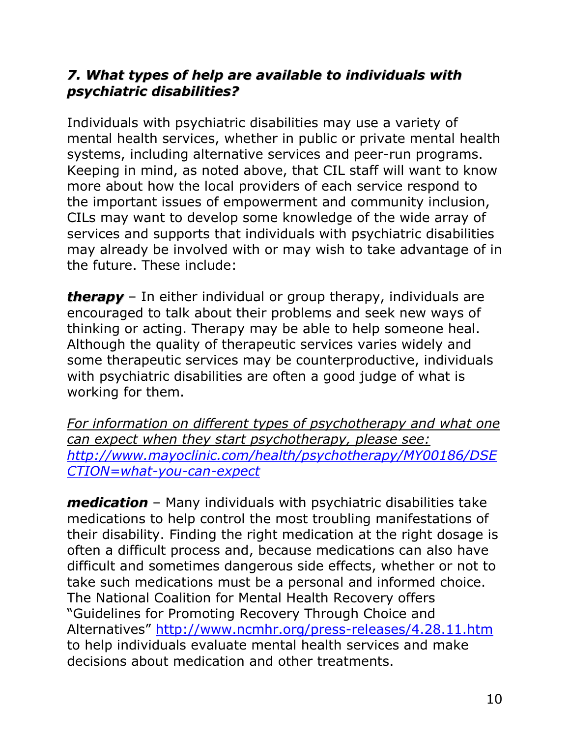### *7. What types of help are available to individuals with psychiatric disabilities?*

Individuals with psychiatric disabilities may use a variety of mental health services, whether in public or private mental health systems, including alternative services and peer-run programs. Keeping in mind, as noted above, that CIL staff will want to know more about how the local providers of each service respond to the important issues of empowerment and community inclusion, CILs may want to develop some knowledge of the wide array of services and supports that individuals with psychiatric disabilities may already be involved with or may wish to take advantage of in the future. These include:

***therapy*** – In either individual or group therapy, individuals are encouraged to talk about their problems and seek new ways of thinking or acting. Therapy may be able to help someone heal. Although the quality of therapeutic services varies widely and some therapeutic services may be counterproductive, individuals with psychiatric disabilities are often a good judge of what is working for them.

*For information on different types of psychotherapy and what one can expect when they start psychotherapy, please see: [http://www.mayoclinic.com/health/psychotherapy/MY00186/DSECTION=what-you-can-expect](http://www.mayoclinic.com/health/psychotherapy/MY00186/DSECTION=what-you-can-expect)*

***medication*** – Many individuals with psychiatric disabilities take medications to help control the most troubling manifestations of their disability. Finding the right medication at the right dosage is often a difficult process and, because medications can also have difficult and sometimes dangerous side effects, whether or not to take such medications must be a personal and informed choice. The National Coalition for Mental Health Recovery offers "Guidelines for Promoting Recovery Through Choice and Alternatives" [http://www.ncmhr.org/press-releases/4.28.11.htm](http://www.ncmhr.org/press-releases/4.28.11.htm) to help individuals evaluate mental health services and make decisions about medication and other treatments.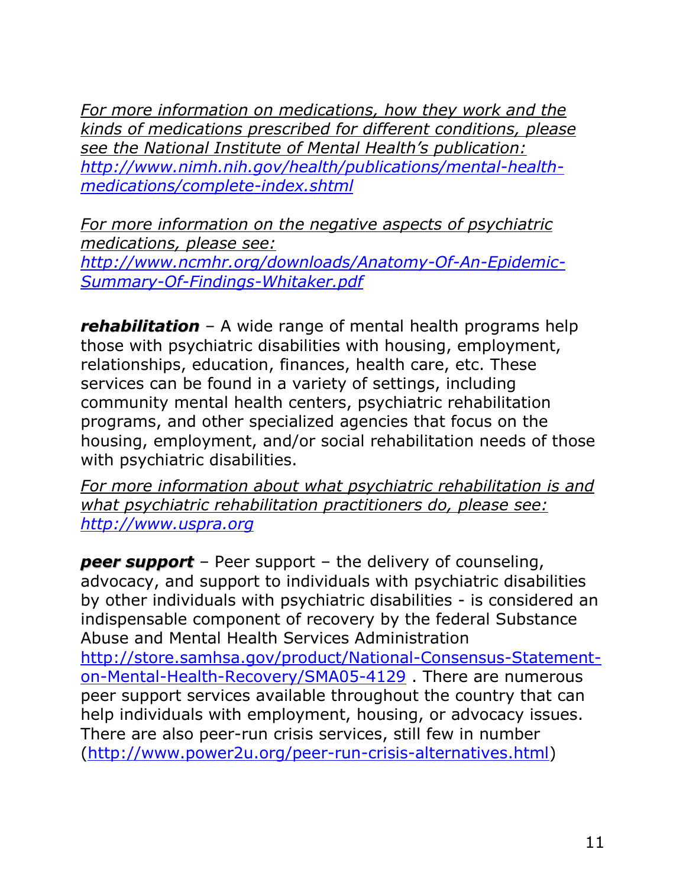*For more information on medications, how they work and the kinds of medications prescribed for different conditions, please see the National Institute of Mental Health's publication: http://www.nimh.nih.gov/health/publications/mental-health-medications/complete-index.shtml*

*For more information on the negative aspects of psychiatric medications, please see: http://www.ncmhr.org/downloads/Anatomy-Of-An-Epidemic-Summary-Of-Findings-Whitaker.pdf*

***rehabilitation*** – A wide range of mental health programs help those with psychiatric disabilities with housing, employment, relationships, education, finances, health care, etc. These services can be found in a variety of settings, including community mental health centers, psychiatric rehabilitation programs, and other specialized agencies that focus on the housing, employment, and/or social rehabilitation needs of those with psychiatric disabilities.

*For more information about what psychiatric rehabilitation is and what psychiatric rehabilitation practitioners do, please see: http://www.uspra.org*

***peer support*** – Peer support – the delivery of counseling, advocacy, and support to individuals with psychiatric disabilities by other individuals with psychiatric disabilities - is considered an indispensable component of recovery by the federal Substance Abuse and Mental Health Services Administration http://store.samhsa.gov/product/National-Consensus-Statement-on-Mental-Health-Recovery/SMA05-4129 . There are numerous peer support services available throughout the country that can help individuals with employment, housing, or advocacy issues. There are also peer-run crisis services, still few in number (http://www.power2u.org/peer-run-crisis-alternatives.html)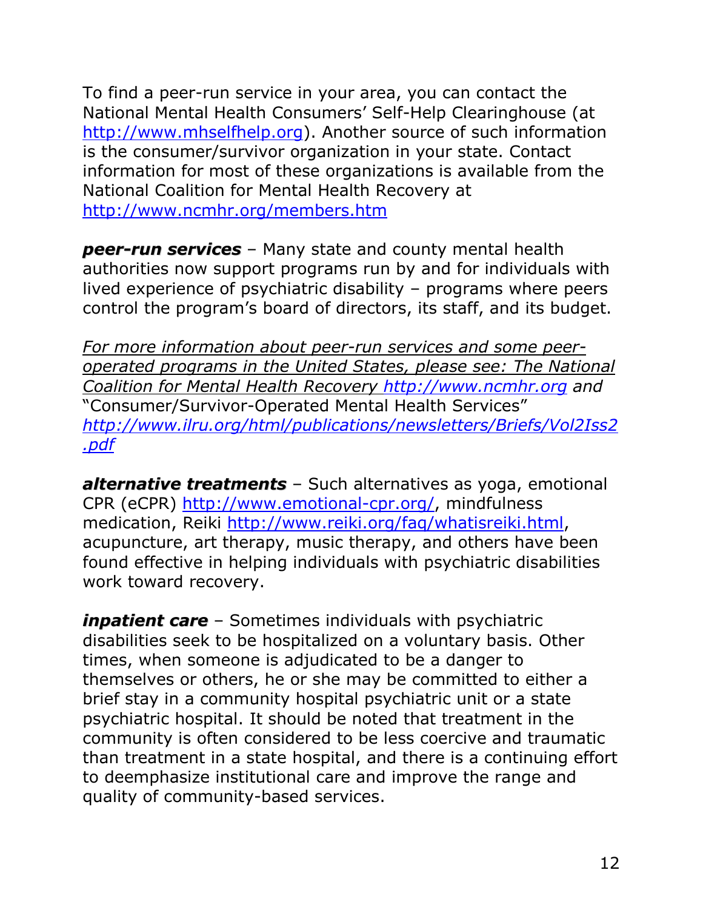To find a peer-run service in your area, you can contact the National Mental Health Consumers' Self-Help Clearinghouse (at http://www.mhselfhelp.org). Another source of such information is the consumer/survivor organization in your state. Contact information for most of these organizations is available from the National Coalition for Mental Health Recovery at http://www.ncmhr.org/members.htm

***peer-run services*** – Many state and county mental health authorities now support programs run by and for individuals with lived experience of psychiatric disability – programs where peers control the program's board of directors, its staff, and its budget.

*For more information about peer-run services and some peer-operated programs in the United States, please see: The National Coalition for Mental Health Recovery http://www.ncmhr.org and* "Consumer/Survivor-Operated Mental Health Services" *http://www.ilru.org/html/publications/newsletters/Briefs/Vol2Iss2.pdf*

***alternative treatments*** – Such alternatives as yoga, emotional CPR (eCPR) http://www.emotional-cpr.org/, mindfulness medication, Reiki http://www.reiki.org/faq/whatisreiki.html, acupuncture, art therapy, music therapy, and others have been found effective in helping individuals with psychiatric disabilities work toward recovery.

***inpatient care*** – Sometimes individuals with psychiatric disabilities seek to be hospitalized on a voluntary basis. Other times, when someone is adjudicated to be a danger to themselves or others, he or she may be committed to either a brief stay in a community hospital psychiatric unit or a state psychiatric hospital. It should be noted that treatment in the community is often considered to be less coercive and traumatic than treatment in a state hospital, and there is a continuing effort to deemphasize institutional care and improve the range and quality of community-based services.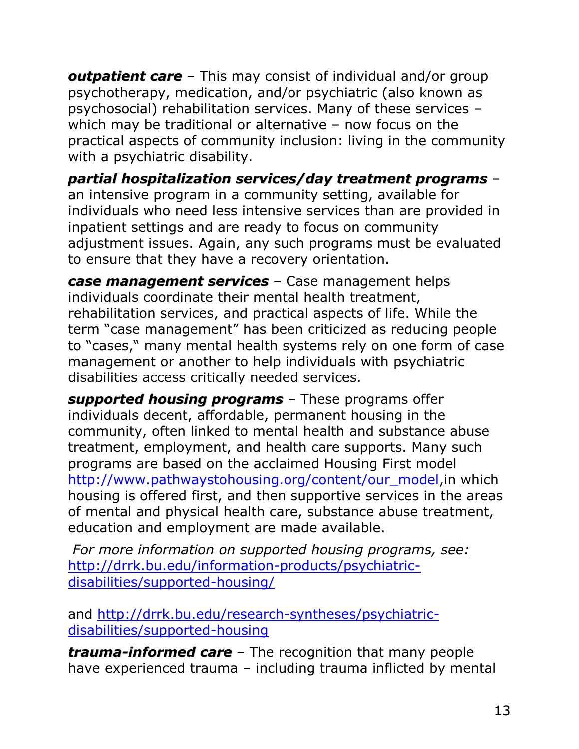***outpatient care*** – This may consist of individual and/or group psychotherapy, medication, and/or psychiatric (also known as psychosocial) rehabilitation services. Many of these services – which may be traditional or alternative – now focus on the practical aspects of community inclusion: living in the community with a psychiatric disability.

***partial hospitalization services/day treatment programs*** – an intensive program in a community setting, available for individuals who need less intensive services than are provided in inpatient settings and are ready to focus on community adjustment issues. Again, any such programs must be evaluated to ensure that they have a recovery orientation.

***case management services*** – Case management helps individuals coordinate their mental health treatment, rehabilitation services, and practical aspects of life. While the term "case management" has been criticized as reducing people to "cases," many mental health systems rely on one form of case management or another to help individuals with psychiatric disabilities access critically needed services.

***supported housing programs*** – These programs offer individuals decent, affordable, permanent housing in the community, often linked to mental health and substance abuse treatment, employment, and health care supports. Many such programs are based on the acclaimed Housing First model [http://www.pathwaystohousing.org/content/our_model](http://www.pathwaystohousing.org/content/our_model),in which housing is offered first, and then supportive services in the areas of mental and physical health care, substance abuse treatment, education and employment are made available.

*For more information on supported housing programs, see:* [http://drrk.bu.edu/information-products/psychiatric-disabilities/supported-housing/](http://drrk.bu.edu/information-products/psychiatric-disabilities/supported-housing/)

and [http://drrk.bu.edu/research-syntheses/psychiatric-disabilities/supported-housing](http://drrk.bu.edu/research-syntheses/psychiatric-disabilities/supported-housing)

***trauma-informed care*** – The recognition that many people have experienced trauma – including trauma inflicted by mental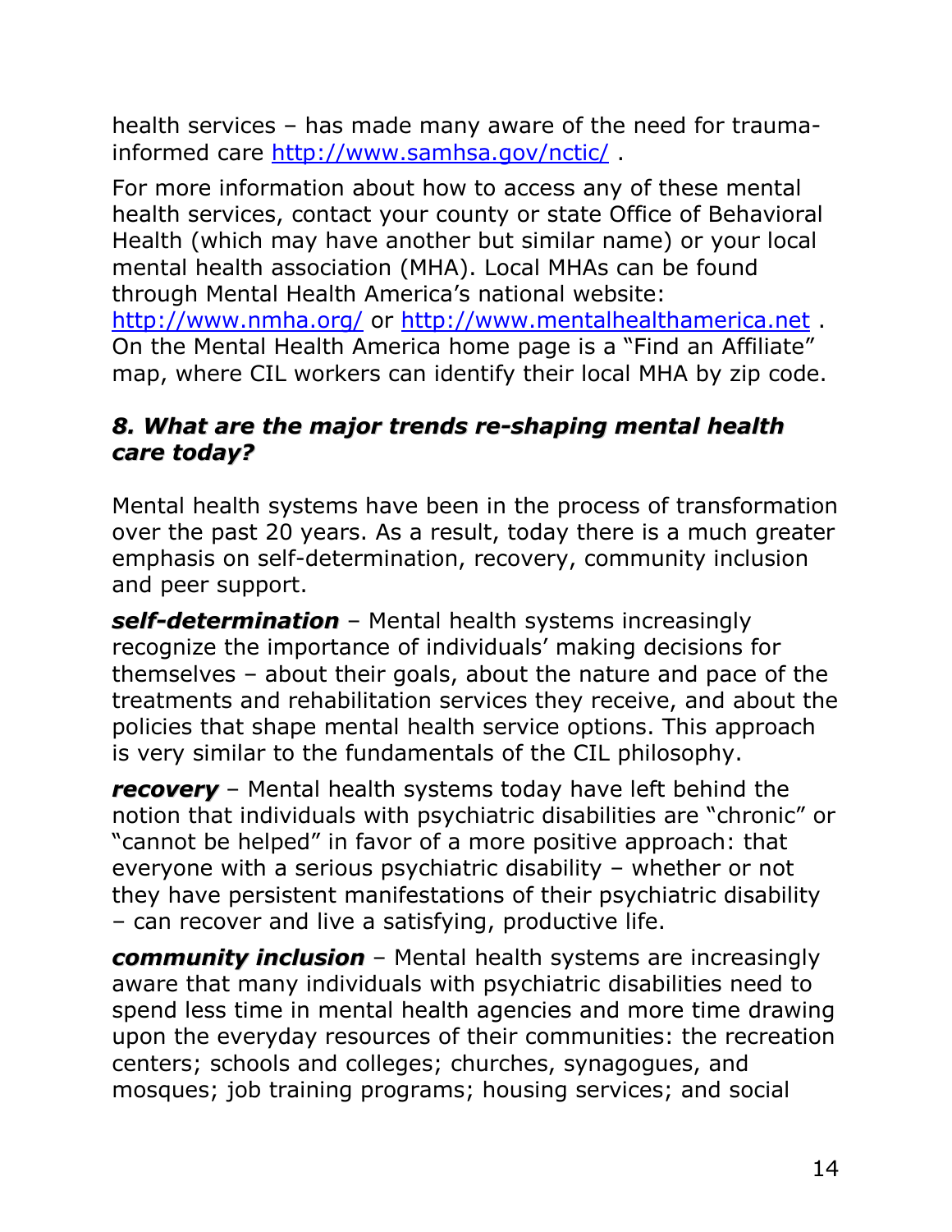health services – has made many aware of the need for trauma-informed care http://www.samhsa.gov/nctic/ .

For more information about how to access any of these mental health services, contact your county or state Office of Behavioral Health (which may have another but similar name) or your local mental health association (MHA). Local MHAs can be found through Mental Health America's national website: http://www.nmha.org/ or http://www.mentalhealthamerica.net . On the Mental Health America home page is a "Find an Affiliate" map, where CIL workers can identify their local MHA by zip code.

### *8. What are the major trends re-shaping mental health care today?*

Mental health systems have been in the process of transformation over the past 20 years. As a result, today there is a much greater emphasis on self-determination, recovery, community inclusion and peer support.

***self-determination*** – Mental health systems increasingly recognize the importance of individuals' making decisions for themselves – about their goals, about the nature and pace of the treatments and rehabilitation services they receive, and about the policies that shape mental health service options. This approach is very similar to the fundamentals of the CIL philosophy.

***recovery*** – Mental health systems today have left behind the notion that individuals with psychiatric disabilities are "chronic" or "cannot be helped" in favor of a more positive approach: that everyone with a serious psychiatric disability – whether or not they have persistent manifestations of their psychiatric disability – can recover and live a satisfying, productive life.

***community inclusion*** – Mental health systems are increasingly aware that many individuals with psychiatric disabilities need to spend less time in mental health agencies and more time drawing upon the everyday resources of their communities: the recreation centers; schools and colleges; churches, synagogues, and mosques; job training programs; housing services; and social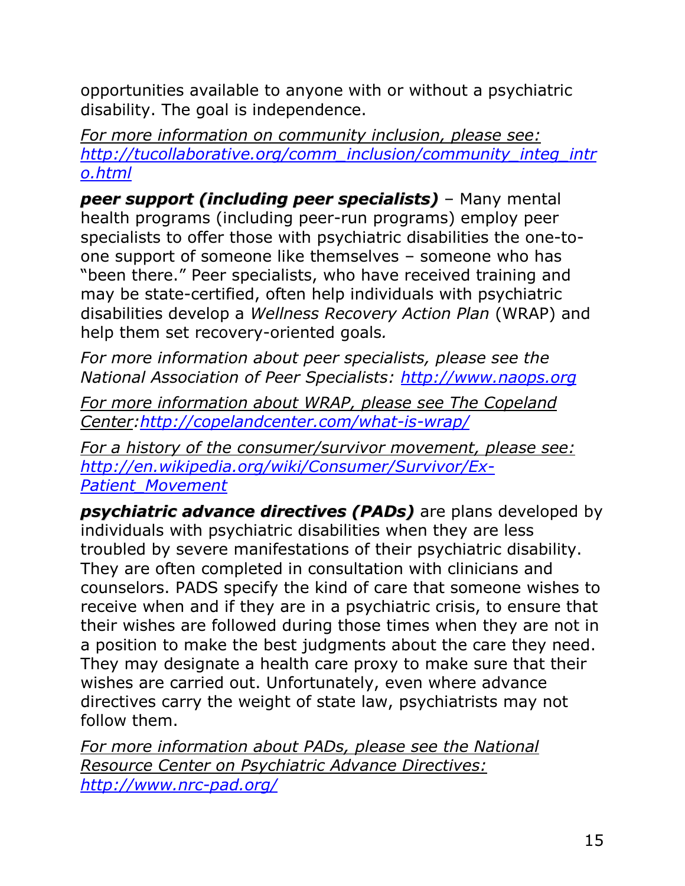opportunities available to anyone with or without a psychiatric disability. The goal is independence.

*For more information on community inclusion, please see: http://tucollaborative.org/comm_inclusion/community_integ_intro.html*

***peer support (including peer specialists)*** – Many mental health programs (including peer-run programs) employ peer specialists to offer those with psychiatric disabilities the one-to-one support of someone like themselves – someone who has "been there." Peer specialists, who have received training and may be state-certified, often help individuals with psychiatric disabilities develop a *Wellness Recovery Action Plan* (WRAP) and help them set recovery-oriented goals.

*For more information about peer specialists, please see the National Association of Peer Specialists: http://www.naops.org*

*For more information about WRAP, please see The Copeland Center: http://copelandcenter.com/what-is-wrap/*

*For a history of the consumer/survivor movement, please see: http://en.wikipedia.org/wiki/Consumer/Survivor/Ex-Patient_Movement*

***psychiatric advance directives (PADs)*** are plans developed by individuals with psychiatric disabilities when they are less troubled by severe manifestations of their psychiatric disability. They are often completed in consultation with clinicians and counselors. PADS specify the kind of care that someone wishes to receive when and if they are in a psychiatric crisis, to ensure that their wishes are followed during those times when they are not in a position to make the best judgments about the care they need. They may designate a health care proxy to make sure that their wishes are carried out. Unfortunately, even where advance directives carry the weight of state law, psychiatrists may not follow them.

*For more information about PADs, please see the National Resource Center on Psychiatric Advance Directives: http://www.nrc-pad.org/*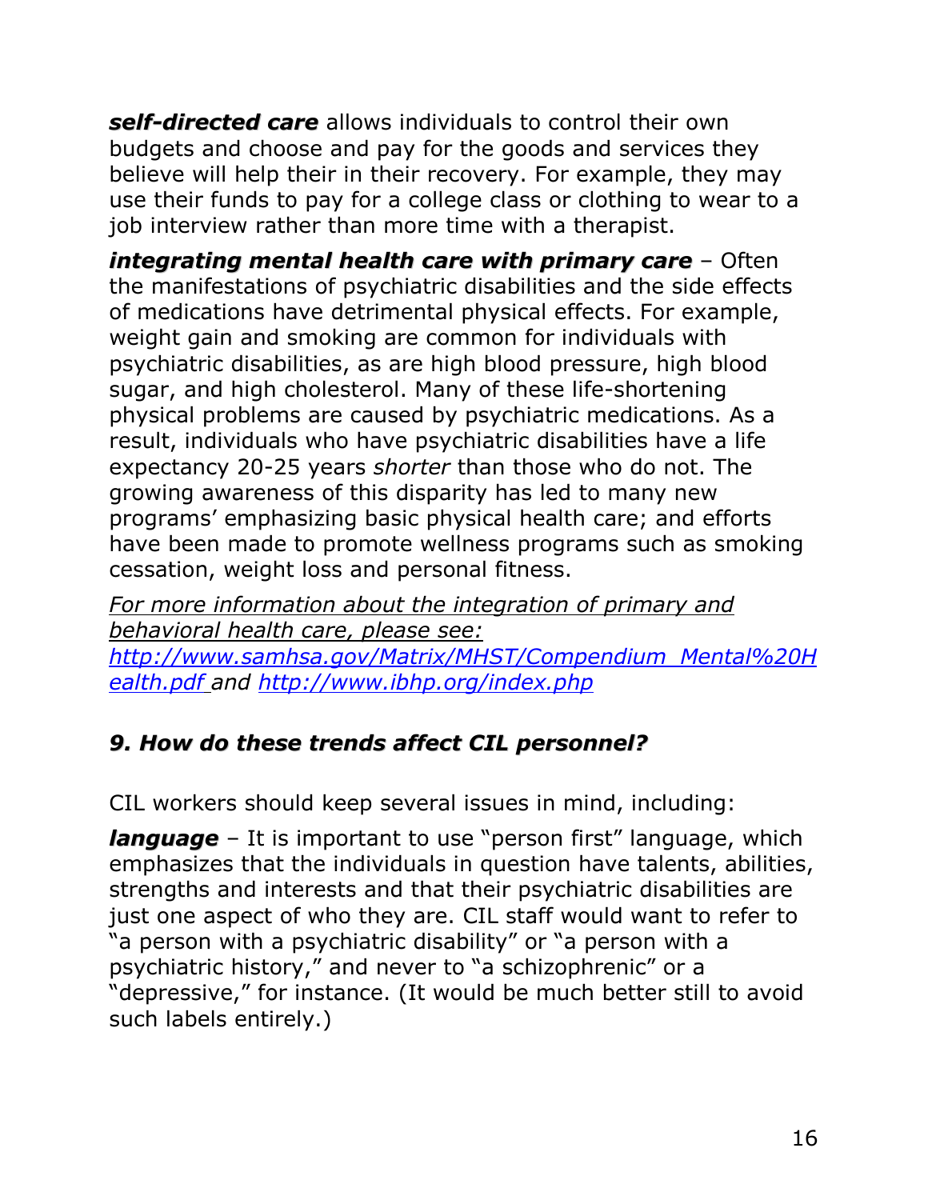***self-directed care*** allows individuals to control their own budgets and choose and pay for the goods and services they believe will help their in their recovery. For example, they may use their funds to pay for a college class or clothing to wear to a job interview rather than more time with a therapist.

***integrating mental health care with primary care*** – Often the manifestations of psychiatric disabilities and the side effects of medications have detrimental physical effects. For example, weight gain and smoking are common for individuals with psychiatric disabilities, as are high blood pressure, high blood sugar, and high cholesterol. Many of these life-shortening physical problems are caused by psychiatric medications. As a result, individuals who have psychiatric disabilities have a life expectancy 20-25 years *shorter* than those who do not. The growing awareness of this disparity has led to many new programs' emphasizing basic physical health care; and efforts have been made to promote wellness programs such as smoking cessation, weight loss and personal fitness.

*For more information about the integration of primary and behavioral health care, please see: http://www.samhsa.gov/Matrix/MHST/Compendium_Mental%20Health.pdf and http://www.ibhp.org/index.php*

### *9. How do these trends affect CIL personnel?*

CIL workers should keep several issues in mind, including:

***language*** – It is important to use "person first" language, which emphasizes that the individuals in question have talents, abilities, strengths and interests and that their psychiatric disabilities are just one aspect of who they are. CIL staff would want to refer to "a person with a psychiatric disability" or "a person with a psychiatric history," and never to "a schizophrenic" or a "depressive," for instance. (It would be much better still to avoid such labels entirely.)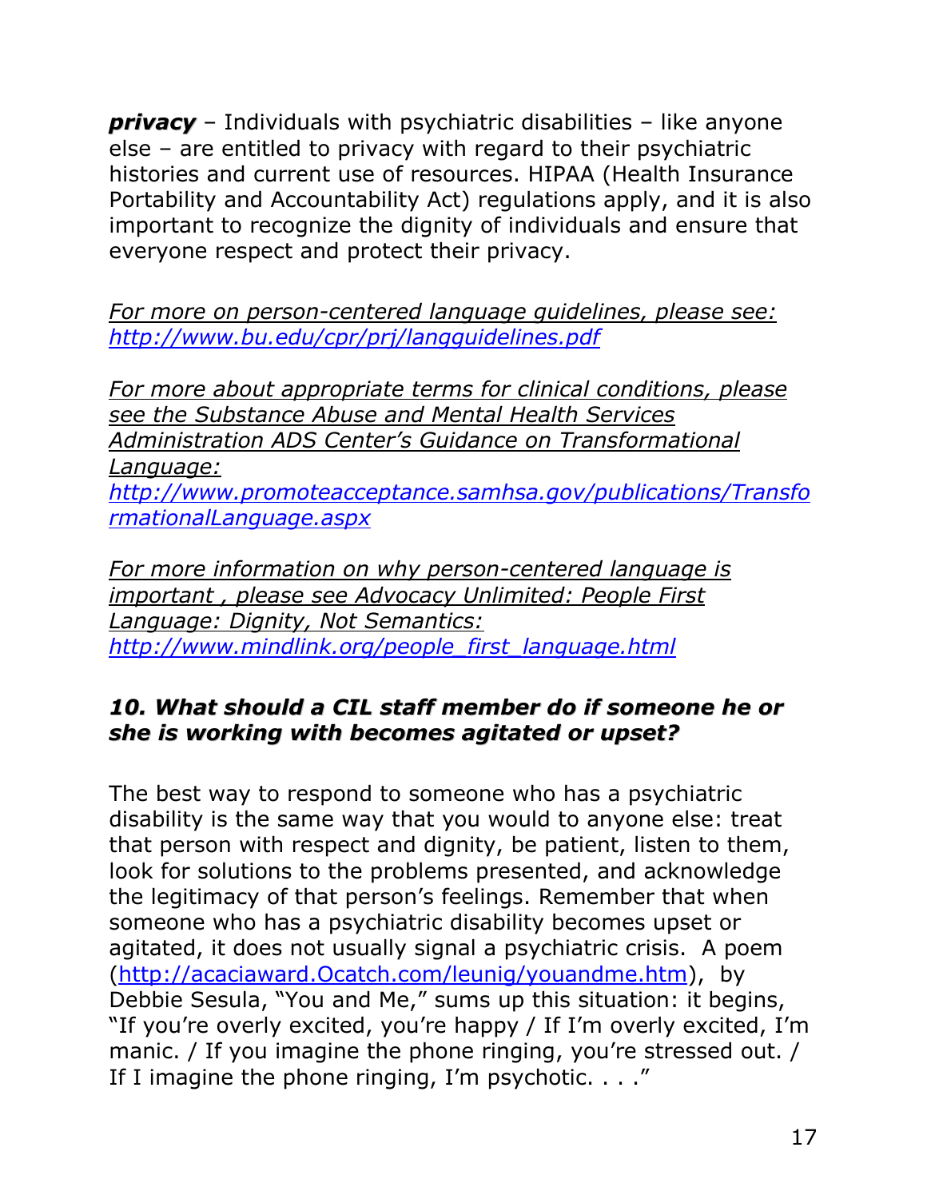***privacy*** – Individuals with psychiatric disabilities – like anyone else – are entitled to privacy with regard to their psychiatric histories and current use of resources. HIPAA (Health Insurance Portability and Accountability Act) regulations apply, and it is also important to recognize the dignity of individuals and ensure that everyone respect and protect their privacy.

*For more on person-centered language guidelines, please see: http://www.bu.edu/cpr/prj/langguidelines.pdf*

*For more about appropriate terms for clinical conditions, please see the Substance Abuse and Mental Health Services Administration ADS Center's Guidance on Transformational Language: http://www.promoteacceptance.samhsa.gov/publications/TransformationalLanguage.aspx*

*For more information on why person-centered language is important , please see Advocacy Unlimited: People First Language: Dignity, Not Semantics: http://www.mindlink.org/people_first_language.html*

### *10. What should a CIL staff member do if someone he or she is working with becomes agitated or upset?*

The best way to respond to someone who has a psychiatric disability is the same way that you would to anyone else: treat that person with respect and dignity, be patient, listen to them, look for solutions to the problems presented, and acknowledge the legitimacy of that person's feelings. Remember that when someone who has a psychiatric disability becomes upset or agitated, it does not usually signal a psychiatric crisis. A poem (http://acaciaward.Ocatch.com/leunig/youandme.htm), by Debbie Sesula, "You and Me," sums up this situation: it begins, "If you're overly excited, you're happy / If I'm overly excited, I'm manic. / If you imagine the phone ringing, you're stressed out. / If I imagine the phone ringing, I'm psychotic. . . ."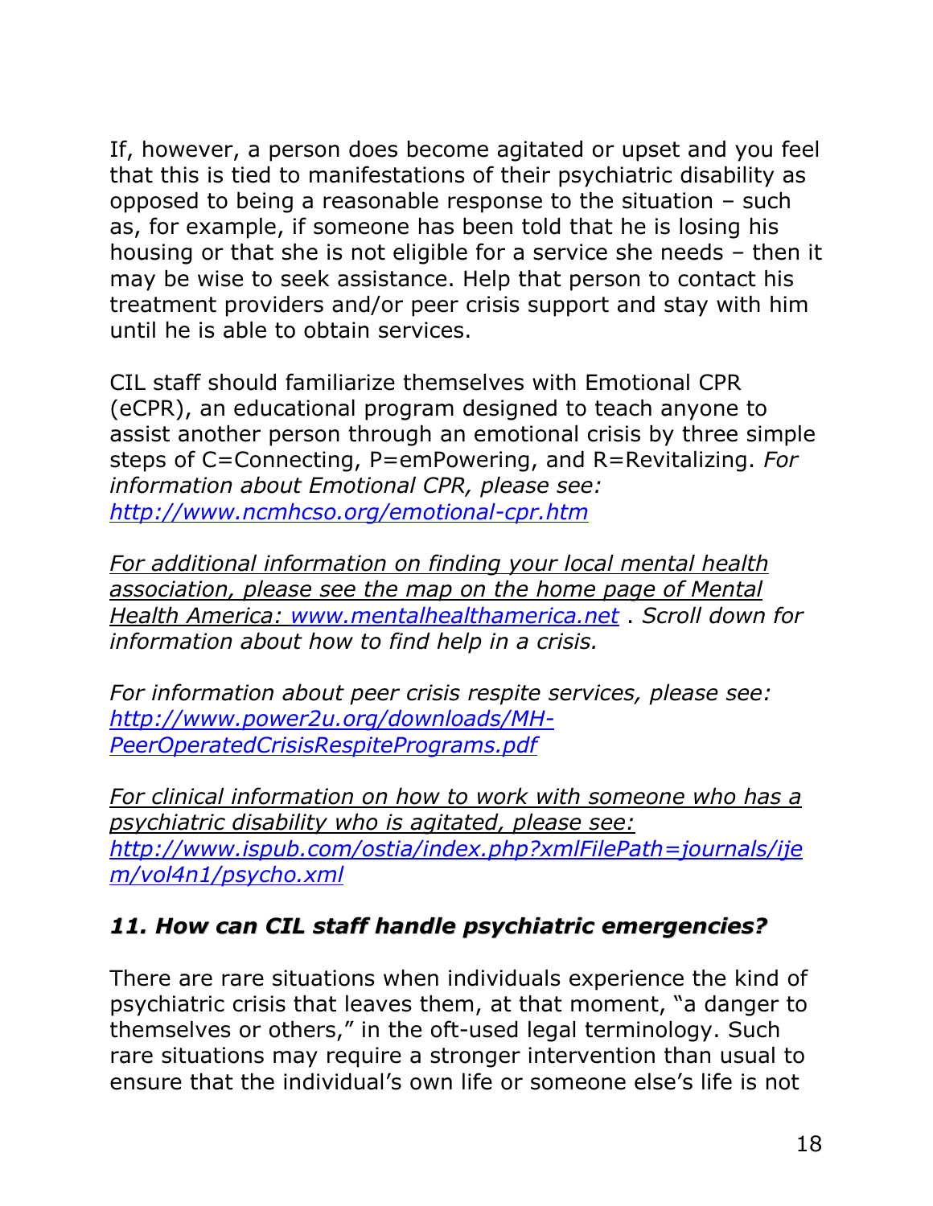If, however, a person does become agitated or upset and you feel that this is tied to manifestations of their psychiatric disability as opposed to being a reasonable response to the situation – such as, for example, if someone has been told that he is losing his housing or that she is not eligible for a service she needs – then it may be wise to seek assistance. Help that person to contact his treatment providers and/or peer crisis support and stay with him until he is able to obtain services.

CIL staff should familiarize themselves with Emotional CPR (eCPR), an educational program designed to teach anyone to assist another person through an emotional crisis by three simple steps of C=Connecting, P=emPowering, and R=Revitalizing. *For information about Emotional CPR, please see: [http://www.ncmhcso.org/emotional-cpr.htm](http://www.ncmhcso.org/emotional-cpr.htm)*

*For additional information on finding your local mental health association, please see the map on the home page of Mental Health America: [www.mentalhealthamerica.net](http://www.mentalhealthamerica.net) . Scroll down for information about how to find help in a crisis.*

*For information about peer crisis respite services, please see: [http://www.power2u.org/downloads/MH-PeerOperatedCrisisRespitePrograms.pdf](http://www.power2u.org/downloads/MH-PeerOperatedCrisisRespitePrograms.pdf)*

*For clinical information on how to work with someone who has a psychiatric disability who is agitated, please see: [http://www.ispub.com/ostia/index.php?xmlFilePath=journals/ijem/vol4n1/psycho.xml](http://www.ispub.com/ostia/index.php?xmlFilePath=journals/ijem/vol4n1/psycho.xml)*

### *11. How can CIL staff handle psychiatric emergencies?*

There are rare situations when individuals experience the kind of psychiatric crisis that leaves them, at that moment, "a danger to themselves or others," in the oft-used legal terminology. Such rare situations may require a stronger intervention than usual to ensure that the individual's own life or someone else's life is not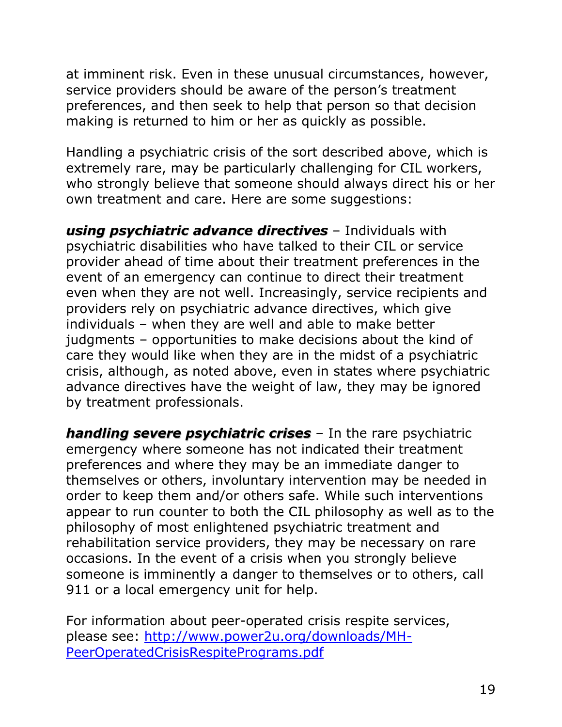at imminent risk. Even in these unusual circumstances, however, service providers should be aware of the person's treatment preferences, and then seek to help that person so that decision making is returned to him or her as quickly as possible.

Handling a psychiatric crisis of the sort described above, which is extremely rare, may be particularly challenging for CIL workers, who strongly believe that someone should always direct his or her own treatment and care. Here are some suggestions:

***using psychiatric advance directives*** – Individuals with psychiatric disabilities who have talked to their CIL or service provider ahead of time about their treatment preferences in the event of an emergency can continue to direct their treatment even when they are not well. Increasingly, service recipients and providers rely on psychiatric advance directives, which give individuals – when they are well and able to make better judgments – opportunities to make decisions about the kind of care they would like when they are in the midst of a psychiatric crisis, although, as noted above, even in states where psychiatric advance directives have the weight of law, they may be ignored by treatment professionals.

***handling severe psychiatric crises*** – In the rare psychiatric emergency where someone has not indicated their treatment preferences and where they may be an immediate danger to themselves or others, involuntary intervention may be needed in order to keep them and/or others safe. While such interventions appear to run counter to both the CIL philosophy as well as to the philosophy of most enlightened psychiatric treatment and rehabilitation service providers, they may be necessary on rare occasions. In the event of a crisis when you strongly believe someone is imminently a danger to themselves or to others, call 911 or a local emergency unit for help.

For information about peer-operated crisis respite services, please see: [http://www.power2u.org/downloads/MH-PeerOperatedCrisisRespitePrograms.pdf](http://www.power2u.org/downloads/MH-PeerOperatedCrisisRespitePrograms.pdf)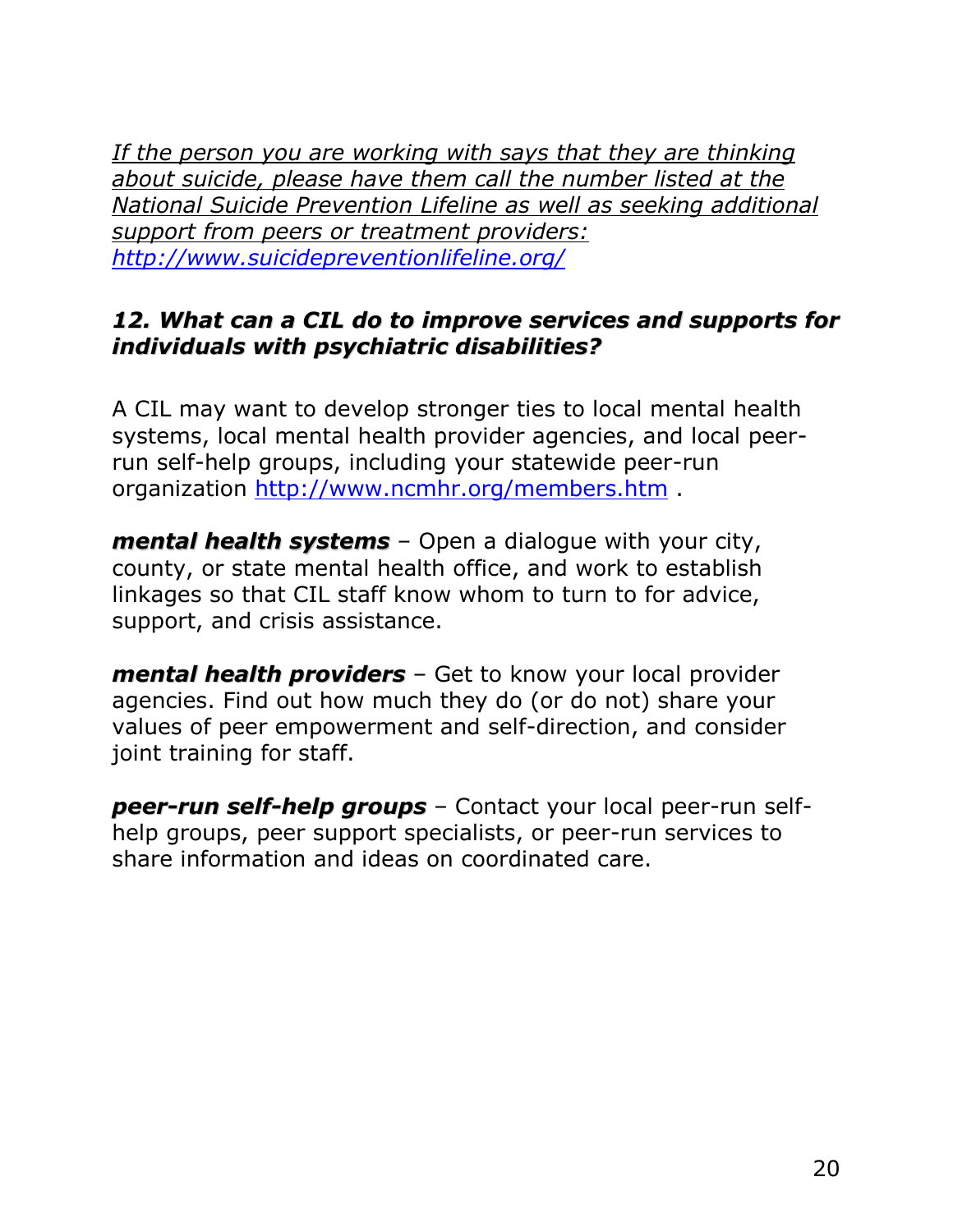*If the person you are working with says that they are thinking about suicide, please have them call the number listed at the National Suicide Prevention Lifeline as well as seeking additional support from peers or treatment providers: http://www.suicidepreventionlifeline.org/*

### *12. What can a CIL do to improve services and supports for individuals with psychiatric disabilities?*

A CIL may want to develop stronger ties to local mental health systems, local mental health provider agencies, and local peer-run self-help groups, including your statewide peer-run organization http://www.ncmhr.org/members.htm .

***mental health systems*** – Open a dialogue with your city, county, or state mental health office, and work to establish linkages so that CIL staff know whom to turn to for advice, support, and crisis assistance.

***mental health providers*** – Get to know your local provider agencies. Find out how much they do (or do not) share your values of peer empowerment and self-direction, and consider joint training for staff.

***peer-run self-help groups*** – Contact your local peer-run self-help groups, peer support specialists, or peer-run services to share information and ideas on coordinated care.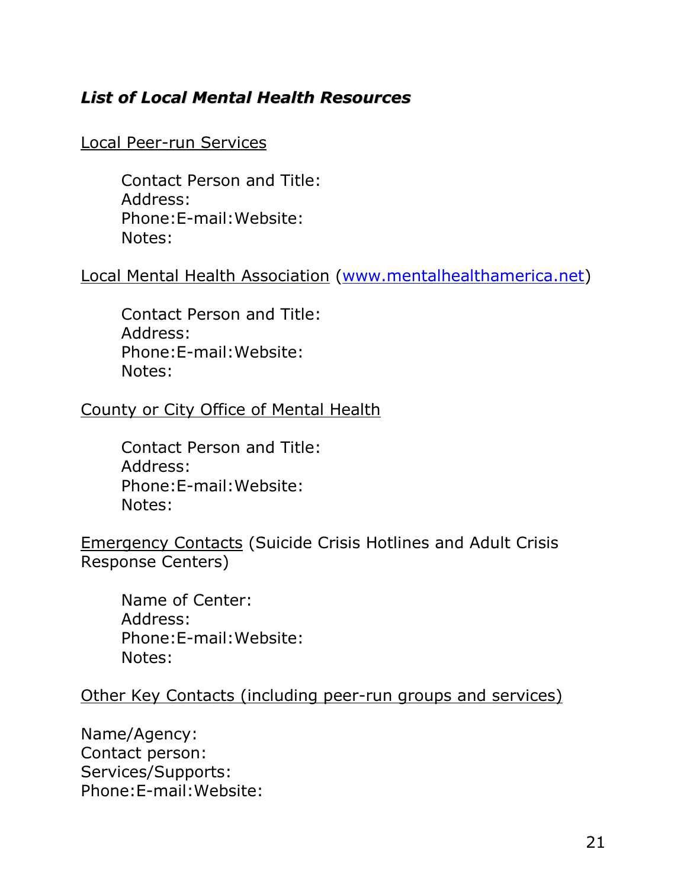### *List of Local Mental Health Resources*

<u>Local Peer-run Services</u>

Contact Person and Title:
Address:
Phone:E-mail:Website:
Notes:

<u>Local Mental Health Association</u> ([www.mentalhealthamerica.net](http://www.mentalhealthamerica.net))

Contact Person and Title:
Address:
Phone:E-mail:Website:
Notes:

<u>County or City Office of Mental Health</u>

Contact Person and Title:
Address:
Phone:E-mail:Website:
Notes:

<u>Emergency Contacts</u> (Suicide Crisis Hotlines and Adult Crisis Response Centers)

Name of Center:
Address:
Phone:E-mail:Website:
Notes:

<u>Other Key Contacts (including peer-run groups and services)</u>

Name/Agency:
Contact person:
Services/Supports:
Phone:E-mail:Website: